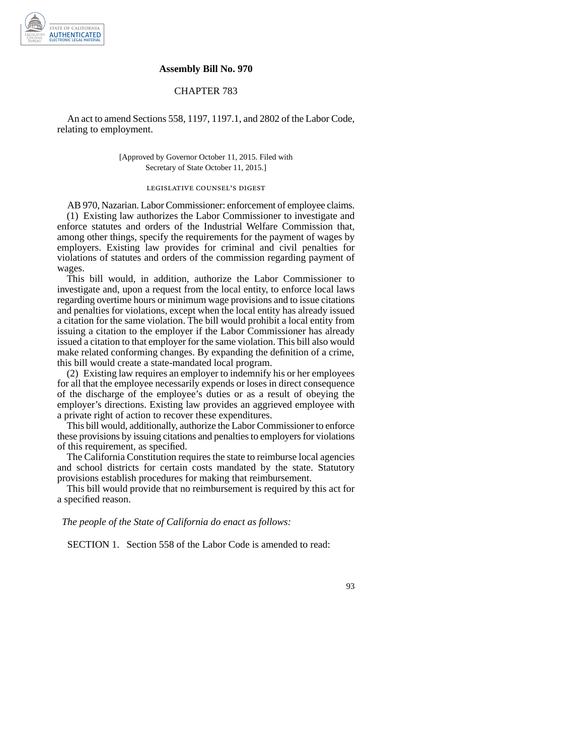# Assembly Bill No. 970

## CHAPTER 783

An act to amend Sections 558, 1197, 1197.1, and 2802 of the Labor Code, relating to employment.

[Approved by Governor October 11, 2015. Filed with Secretary of State October 11, 2015.]

### LEGISLATIVE COUNSEL'S DIGEST

AB 970, Nazarian. Labor Commissioner: enforcement of employee claims.

(1) Existing law authorizes the Labor Commissioner to investigate and enforce statutes and orders of the Industrial Welfare Commission that, among other things, specify the requirements for the payment of wages by employers. Existing law provides for criminal and civil penalties for violations of statutes and orders of the commission regarding payment of wages.

This bill would, in addition, authorize the Labor Commissioner to investigate and, upon a request from the local entity, to enforce local laws regarding overtime hours or minimum wage provisions and to issue citations and penalties for violations, except when the local entity has already issued a citation for the same violation. The bill would prohibit a local entity from issuing a citation to the employer if the Labor Commissioner has already issued a citation to that employer for the same violation. This bill also would make related conforming changes. By expanding the definition of a crime, this bill would create a state-mandated local program.

(2) Existing law requires an employer to indemnify his or her employees for all that the employee necessarily expends or loses in direct consequence of the discharge of the employee's duties or as a result of obeying the employer's directions. Existing law provides an aggrieved employee with a private right of action to recover these expenditures.

This bill would, additionally, authorize the Labor Commissioner to enforce these provisions by issuing citations and penalties to employers for violations of this requirement, as specified.

The California Constitution requires the state to reimburse local agencies and school districts for certain costs mandated by the state. Statutory provisions establish procedures for making that reimbursement.

This bill would provide that no reimbursement is required by this act for a specified reason.

*The people of the State of California do enact as follows:*

SECTION 1. Section 558 of the Labor Code is amended to read: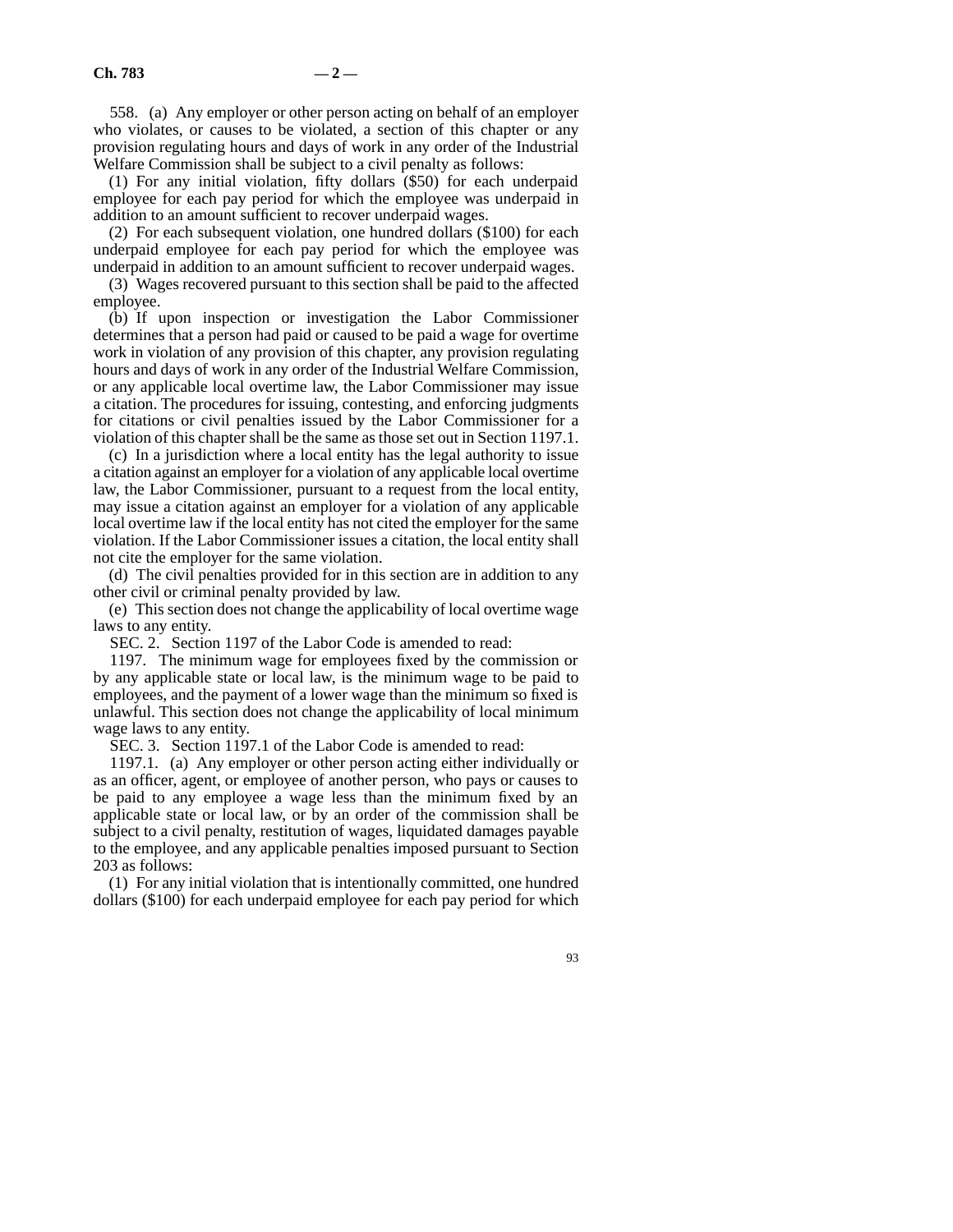558. (a) Any employer or other person acting on behalf of an employer who violates, or causes to be violated, a section of this chapter or any provision regulating hours and days of work in any order of the Industrial Welfare Commission shall be subject to a civil penalty as follows:

(1) For any initial violation, fifty dollars ($50) for each underpaid employee for each pay period for which the employee was underpaid in addition to an amount sufficient to recover underpaid wages.

(2) For each subsequent violation, one hundred dollars ($100) for each underpaid employee for each pay period for which the employee was underpaid in addition to an amount sufficient to recover underpaid wages.

(3) Wages recovered pursuant to this section shall be paid to the affected employee.

(b) If upon inspection or investigation the Labor Commissioner determines that a person had paid or caused to be paid a wage for overtime work in violation of any provision of this chapter, any provision regulating hours and days of work in any order of the Industrial Welfare Commission, or any applicable local overtime law, the Labor Commissioner may issue a citation. The procedures for issuing, contesting, and enforcing judgments for citations or civil penalties issued by the Labor Commissioner for a violation of this chapter shall be the same as those set out in Section 1197.1.

(c) In a jurisdiction where a local entity has the legal authority to issue a citation against an employer for a violation of any applicable local overtime law, the Labor Commissioner, pursuant to a request from the local entity, may issue a citation against an employer for a violation of any applicable local overtime law if the local entity has not cited the employer for the same violation. If the Labor Commissioner issues a citation, the local entity shall not cite the employer for the same violation.

(d) The civil penalties provided for in this section are in addition to any other civil or criminal penalty provided by law.

(e) This section does not change the applicability of local overtime wage laws to any entity.

SEC. 2. Section 1197 of the Labor Code is amended to read:

1197. The minimum wage for employees fixed by the commission or by any applicable state or local law, is the minimum wage to be paid to employees, and the payment of a lower wage than the minimum so fixed is unlawful. This section does not change the applicability of local minimum wage laws to any entity.

SEC. 3. Section 1197.1 of the Labor Code is amended to read:

1197.1. (a) Any employer or other person acting either individually or as an officer, agent, or employee of another person, who pays or causes to be paid to any employee a wage less than the minimum fixed by an applicable state or local law, or by an order of the commission shall be subject to a civil penalty, restitution of wages, liquidated damages payable to the employee, and any applicable penalties imposed pursuant to Section 203 as follows:

(1) For any initial violation that is intentionally committed, one hundred dollars ($100) for each underpaid employee for each pay period for which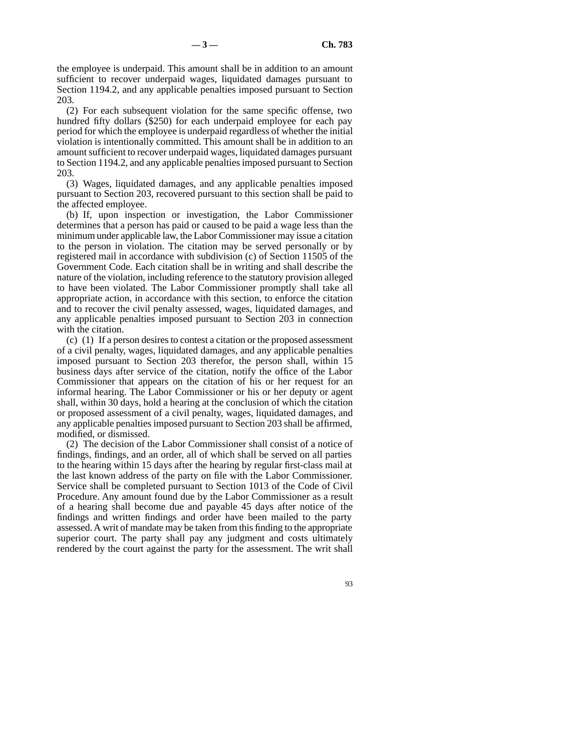the employee is underpaid. This amount shall be in addition to an amount sufficient to recover underpaid wages, liquidated damages pursuant to Section 1194.2, and any applicable penalties imposed pursuant to Section 203.

(2) For each subsequent violation for the same specific offense, two hundred fifty dollars ($250) for each underpaid employee for each pay period for which the employee is underpaid regardless of whether the initial violation is intentionally committed. This amount shall be in addition to an amount sufficient to recover underpaid wages, liquidated damages pursuant to Section 1194.2, and any applicable penalties imposed pursuant to Section 203.

(3) Wages, liquidated damages, and any applicable penalties imposed pursuant to Section 203, recovered pursuant to this section shall be paid to the affected employee.

(b) If, upon inspection or investigation, the Labor Commissioner determines that a person has paid or caused to be paid a wage less than the minimum under applicable law, the Labor Commissioner may issue a citation to the person in violation. The citation may be served personally or by registered mail in accordance with subdivision (c) of Section 11505 of the Government Code. Each citation shall be in writing and shall describe the nature of the violation, including reference to the statutory provision alleged to have been violated. The Labor Commissioner promptly shall take all appropriate action, in accordance with this section, to enforce the citation and to recover the civil penalty assessed, wages, liquidated damages, and any applicable penalties imposed pursuant to Section 203 in connection with the citation.

(c) (1) If a person desires to contest a citation or the proposed assessment of a civil penalty, wages, liquidated damages, and any applicable penalties imposed pursuant to Section 203 therefor, the person shall, within 15 business days after service of the citation, notify the office of the Labor Commissioner that appears on the citation of his or her request for an informal hearing. The Labor Commissioner or his or her deputy or agent shall, within 30 days, hold a hearing at the conclusion of which the citation or proposed assessment of a civil penalty, wages, liquidated damages, and any applicable penalties imposed pursuant to Section 203 shall be affirmed, modified, or dismissed.

(2) The decision of the Labor Commissioner shall consist of a notice of findings, findings, and an order, all of which shall be served on all parties to the hearing within 15 days after the hearing by regular first-class mail at the last known address of the party on file with the Labor Commissioner. Service shall be completed pursuant to Section 1013 of the Code of Civil Procedure. Any amount found due by the Labor Commissioner as a result of a hearing shall become due and payable 45 days after notice of the findings and written findings and order have been mailed to the party assessed. A writ of mandate may be taken from this finding to the appropriate superior court. The party shall pay any judgment and costs ultimately rendered by the court against the party for the assessment. The writ shall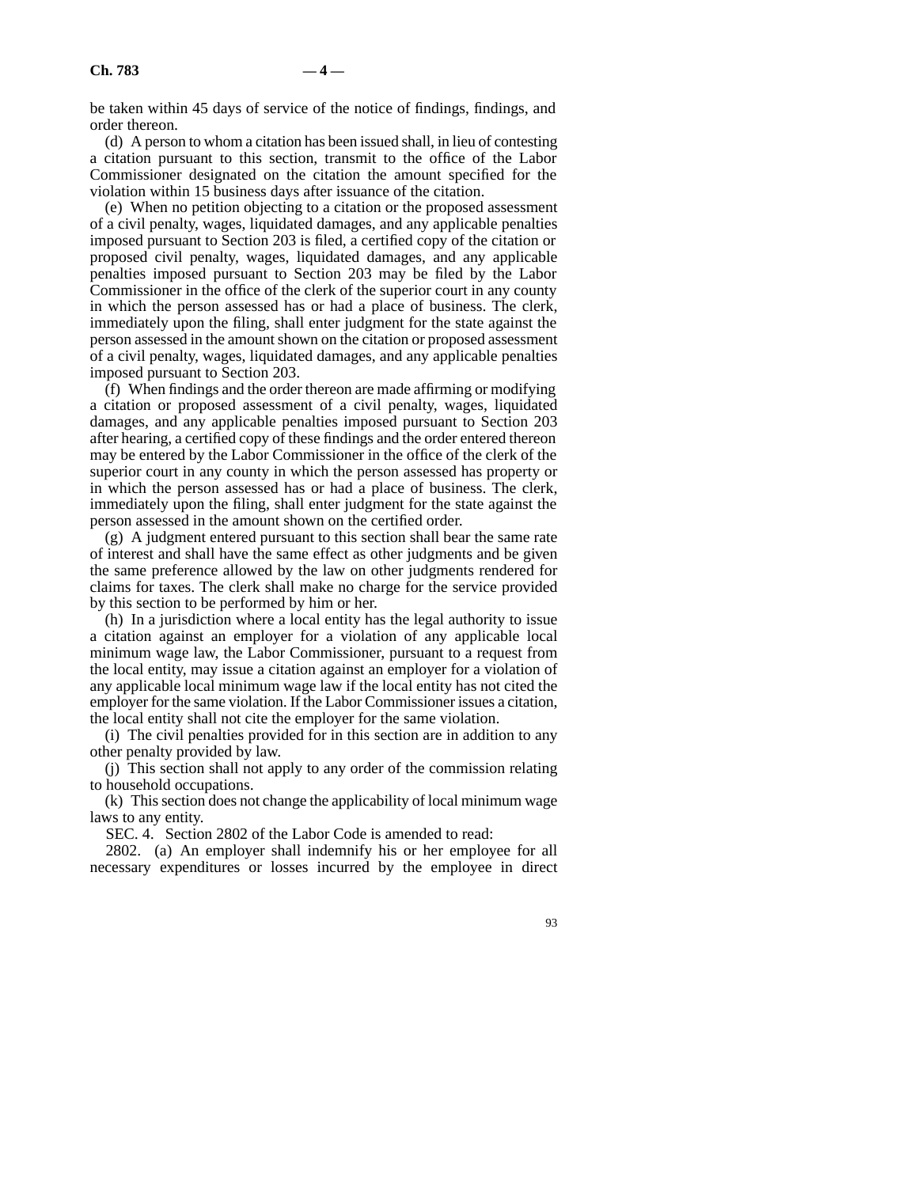be taken within 45 days of service of the notice of findings, findings, and order thereon.

(d) A person to whom a citation has been issued shall, in lieu of contesting a citation pursuant to this section, transmit to the office of the Labor Commissioner designated on the citation the amount specified for the violation within 15 business days after issuance of the citation.

(e) When no petition objecting to a citation or the proposed assessment of a civil penalty, wages, liquidated damages, and any applicable penalties imposed pursuant to Section 203 is filed, a certified copy of the citation or proposed civil penalty, wages, liquidated damages, and any applicable penalties imposed pursuant to Section 203 may be filed by the Labor Commissioner in the office of the clerk of the superior court in any county in which the person assessed has or had a place of business. The clerk, immediately upon the filing, shall enter judgment for the state against the person assessed in the amount shown on the citation or proposed assessment of a civil penalty, wages, liquidated damages, and any applicable penalties imposed pursuant to Section 203.

(f) When findings and the order thereon are made affirming or modifying a citation or proposed assessment of a civil penalty, wages, liquidated damages, and any applicable penalties imposed pursuant to Section 203 after hearing, a certified copy of these findings and the order entered thereon may be entered by the Labor Commissioner in the office of the clerk of the superior court in any county in which the person assessed has property or in which the person assessed has or had a place of business. The clerk, immediately upon the filing, shall enter judgment for the state against the person assessed in the amount shown on the certified order.

(g) A judgment entered pursuant to this section shall bear the same rate of interest and shall have the same effect as other judgments and be given the same preference allowed by the law on other judgments rendered for claims for taxes. The clerk shall make no charge for the service provided by this section to be performed by him or her.

(h) In a jurisdiction where a local entity has the legal authority to issue a citation against an employer for a violation of any applicable local minimum wage law, the Labor Commissioner, pursuant to a request from the local entity, may issue a citation against an employer for a violation of any applicable local minimum wage law if the local entity has not cited the employer for the same violation. If the Labor Commissioner issues a citation, the local entity shall not cite the employer for the same violation.

(i) The civil penalties provided for in this section are in addition to any other penalty provided by law.

(j) This section shall not apply to any order of the commission relating to household occupations.

(k) This section does not change the applicability of local minimum wage laws to any entity.

SEC. 4. Section 2802 of the Labor Code is amended to read:

2802. (a) An employer shall indemnify his or her employee for all necessary expenditures or losses incurred by the employee in direct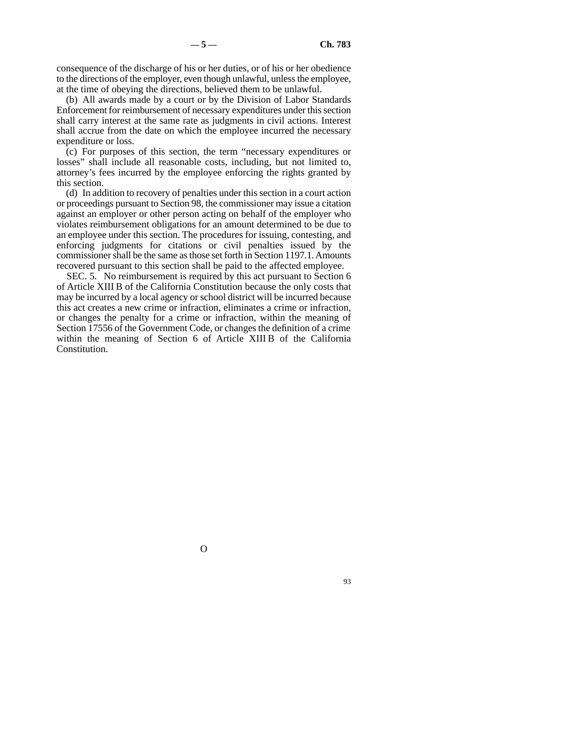consequence of the discharge of his or her duties, or of his or her obedience to the directions of the employer, even though unlawful, unless the employee, at the time of obeying the directions, believed them to be unlawful.

(b) All awards made by a court or by the Division of Labor Standards Enforcement for reimbursement of necessary expenditures under this section shall carry interest at the same rate as judgments in civil actions. Interest shall accrue from the date on which the employee incurred the necessary expenditure or loss.

(c) For purposes of this section, the term "necessary expenditures or losses" shall include all reasonable costs, including, but not limited to, attorney's fees incurred by the employee enforcing the rights granted by this section.

(d) In addition to recovery of penalties under this section in a court action or proceedings pursuant to Section 98, the commissioner may issue a citation against an employer or other person acting on behalf of the employer who violates reimbursement obligations for an amount determined to be due to an employee under this section. The procedures for issuing, contesting, and enforcing judgments for citations or civil penalties issued by the commissioner shall be the same as those set forth in Section 1197.1. Amounts recovered pursuant to this section shall be paid to the affected employee.

SEC. 5. No reimbursement is required by this act pursuant to Section 6 of Article XIII B of the California Constitution because the only costs that may be incurred by a local agency or school district will be incurred because this act creates a new crime or infraction, eliminates a crime or infraction, or changes the penalty for a crime or infraction, within the meaning of Section 17556 of the Government Code, or changes the definition of a crime within the meaning of Section 6 of Article XIII B of the California Constitution.